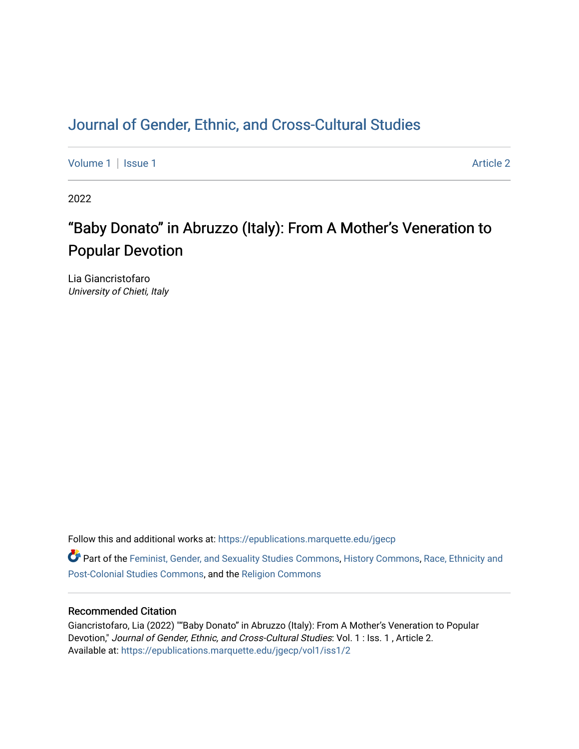# Journal of Gender, Ethnic, and Cross-Cultural Studies

Volume 1 | Issue 1 Article 2

2022

## "Baby Donato" in Abruzzo (Italy): From A Mother's Veneration to Popular Devotion

Lia Giancristofaro
*University of Chieti, Italy*

Follow this and additional works at: https://epublications.marquette.edu/jgecp

Part of the Feminist, Gender, and Sexuality Studies Commons, History Commons, Race, Ethnicity and Post-Colonial Studies Commons, and the Religion Commons

### Recommended Citation

Giancristofaro, Lia (2022) ""Baby Donato" in Abruzzo (Italy): From A Mother's Veneration to Popular Devotion," *Journal of Gender, Ethnic, and Cross-Cultural Studies*: Vol. 1 : Iss. 1 , Article 2.
Available at: https://epublications.marquette.edu/jgecp/vol1/iss1/2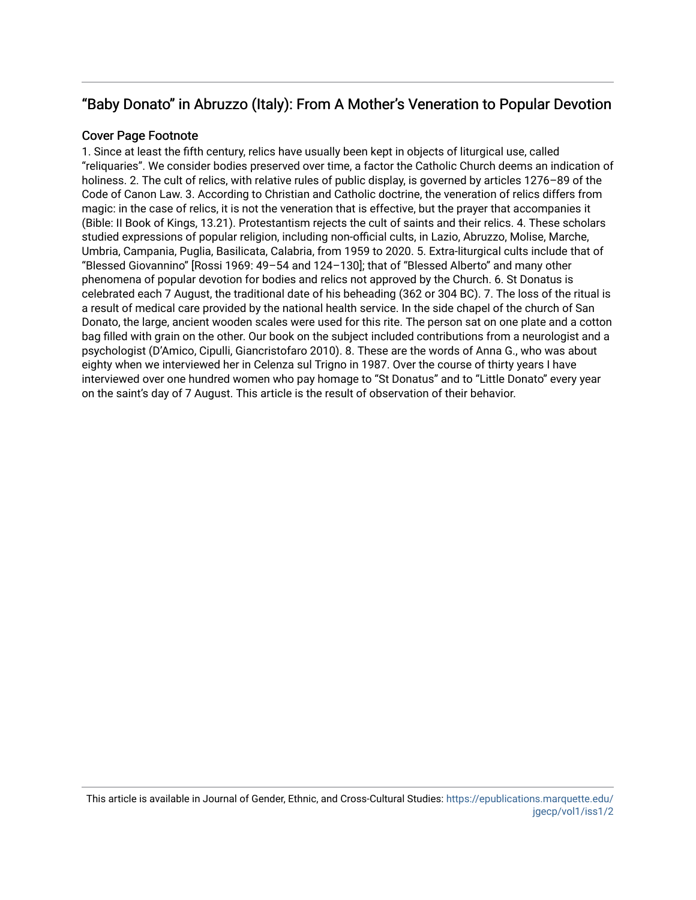## “Baby Donato” in Abruzzo (Italy): From A Mother’s Veneration to Popular Devotion

### Cover Page Footnote

1. Since at least the fifth century, relics have usually been kept in objects of liturgical use, called “reliquaries”. We consider bodies preserved over time, a factor the Catholic Church deems an indication of holiness. 2. The cult of relics, with relative rules of public display, is governed by articles 1276–89 of the Code of Canon Law. 3. According to Christian and Catholic doctrine, the veneration of relics differs from magic: in the case of relics, it is not the veneration that is effective, but the prayer that accompanies it (Bible: II Book of Kings, 13.21). Protestantism rejects the cult of saints and their relics. 4. These scholars studied expressions of popular religion, including non-official cults, in Lazio, Abruzzo, Molise, Marche, Umbria, Campania, Puglia, Basilicata, Calabria, from 1959 to 2020. 5. Extra-liturgical cults include that of “Blessed Giovannino” [Rossi 1969: 49–54 and 124–130]; that of “Blessed Alberto” and many other phenomena of popular devotion for bodies and relics not approved by the Church. 6. St Donatus is celebrated each 7 August, the traditional date of his beheading (362 or 304 BC). 7. The loss of the ritual is a result of medical care provided by the national health service. In the side chapel of the church of San Donato, the large, ancient wooden scales were used for this rite. The person sat on one plate and a cotton bag filled with grain on the other. Our book on the subject included contributions from a neurologist and a psychologist (D’Amico, Cipulli, Giancristofaro 2010). 8. These are the words of Anna G., who was about eighty when we interviewed her in Celenza sul Trigno in 1987. Over the course of thirty years I have interviewed over one hundred women who pay homage to “St Donatus” and to “Little Donato” every year on the saint’s day of 7 August. This article is the result of observation of their behavior.

This article is available in Journal of Gender, Ethnic, and Cross-Cultural Studies: https://epublications.marquette.edu/jgecp/vol1/iss1/2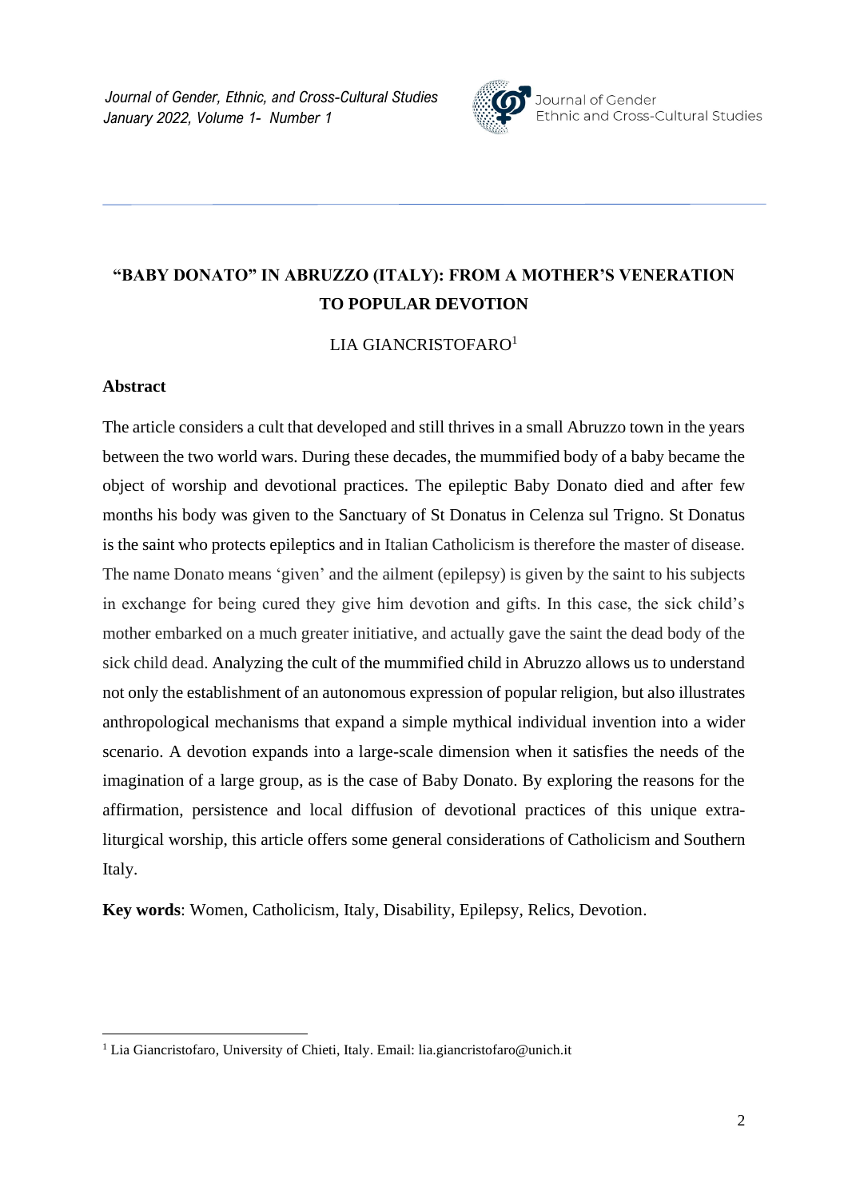# "BABY DONATO" IN ABRUZZO (ITALY): FROM A MOTHER'S VENERATION TO POPULAR DEVOTION

LIA GIANCRISTOFARO[1]

## Abstract

The article considers a cult that developed and still thrives in a small Abruzzo town in the years between the two world wars. During these decades, the mummified body of a baby became the object of worship and devotional practices. The epileptic Baby Donato died and after few months his body was given to the Sanctuary of St Donatus in Celenza sul Trigno. St Donatus is the saint who protects epileptics and in Italian Catholicism is therefore the master of disease. The name Donato means 'given' and the ailment (epilepsy) is given by the saint to his subjects in exchange for being cured they give him devotion and gifts. In this case, the sick child's mother embarked on a much greater initiative, and actually gave the saint the dead body of the sick child dead. Analyzing the cult of the mummified child in Abruzzo allows us to understand not only the establishment of an autonomous expression of popular religion, but also illustrates anthropological mechanisms that expand a simple mythical individual invention into a wider scenario. A devotion expands into a large-scale dimension when it satisfies the needs of the imagination of a large group, as is the case of Baby Donato. By exploring the reasons for the affirmation, persistence and local diffusion of devotional practices of this unique extra-liturgical worship, this article offers some general considerations of Catholicism and Southern Italy.

**Key words**: Women, Catholicism, Italy, Disability, Epilepsy, Relics, Devotion.

[1] Lia Giancristofaro, University of Chieti, Italy. Email: lia.giancristofaro@unich.it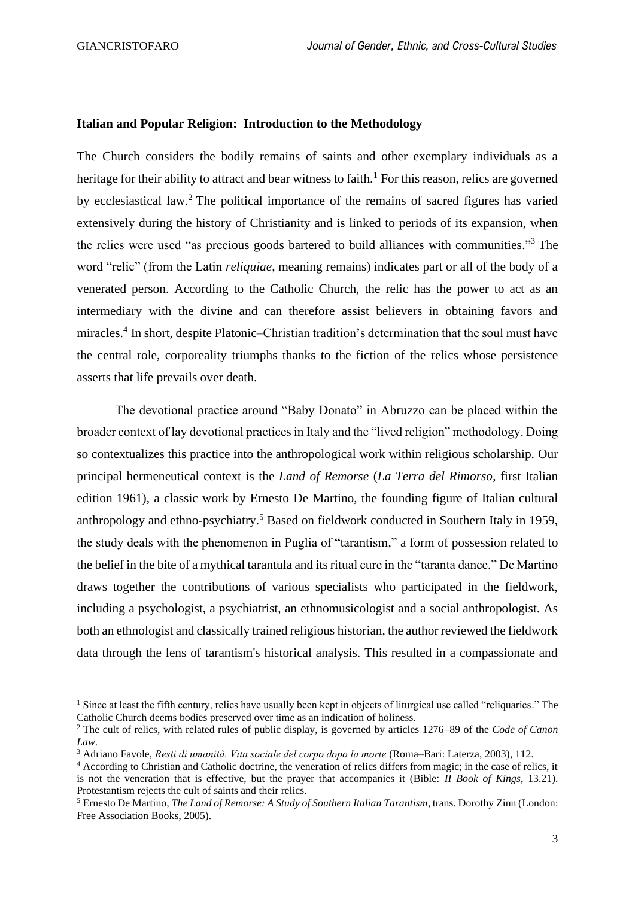**Italian and Popular Religion: Introduction to the Methodology**

The Church considers the bodily remains of saints and other exemplary individuals as a heritage for their ability to attract and bear witness to faith.[1] For this reason, relics are governed by ecclesiastical law.[2] The political importance of the remains of sacred figures has varied extensively during the history of Christianity and is linked to periods of its expansion, when the relics were used "as precious goods bartered to build alliances with communities."[3] The word "relic" (from the Latin *reliquiae*, meaning remains) indicates part or all of the body of a venerated person. According to the Catholic Church, the relic has the power to act as an intermediary with the divine and can therefore assist believers in obtaining favors and miracles.[4] In short, despite Platonic–Christian tradition's determination that the soul must have the central role, corporeality triumphs thanks to the fiction of the relics whose persistence asserts that life prevails over death.

The devotional practice around "Baby Donato" in Abruzzo can be placed within the broader context of lay devotional practices in Italy and the "lived religion" methodology. Doing so contextualizes this practice into the anthropological work within religious scholarship. Our principal hermeneutical context is the *Land of Remorse* (*La Terra del Rimorso*, first Italian edition 1961), a classic work by Ernesto De Martino, the founding figure of Italian cultural anthropology and ethno-psychiatry.[5] Based on fieldwork conducted in Southern Italy in 1959, the study deals with the phenomenon in Puglia of "tarantism," a form of possession related to the belief in the bite of a mythical tarantula and its ritual cure in the "taranta dance." De Martino draws together the contributions of various specialists who participated in the fieldwork, including a psychologist, a psychiatrist, an ethnomusicologist and a social anthropologist. As both an ethnologist and classically trained religious historian, the author reviewed the fieldwork data through the lens of tarantism's historical analysis. This resulted in a compassionate and

---

[1] Since at least the fifth century, relics have usually been kept in objects of liturgical use called "reliquaries." The Catholic Church deems bodies preserved over time as an indication of holiness.

[2] The cult of relics, with related rules of public display, is governed by articles 1276–89 of the *Code of Canon Law*.

[3] Adriano Favole, *Resti di umanità. Vita sociale del corpo dopo la morte* (Roma–Bari: Laterza, 2003), 112.

[4] According to Christian and Catholic doctrine, the veneration of relics differs from magic; in the case of relics, it is not the veneration that is effective, but the prayer that accompanies it (Bible: *II Book of Kings*, 13.21). Protestantism rejects the cult of saints and their relics.

[5] Ernesto De Martino, *The Land of Remorse: A Study of Southern Italian Tarantism*, trans. Dorothy Zinn (London: Free Association Books, 2005).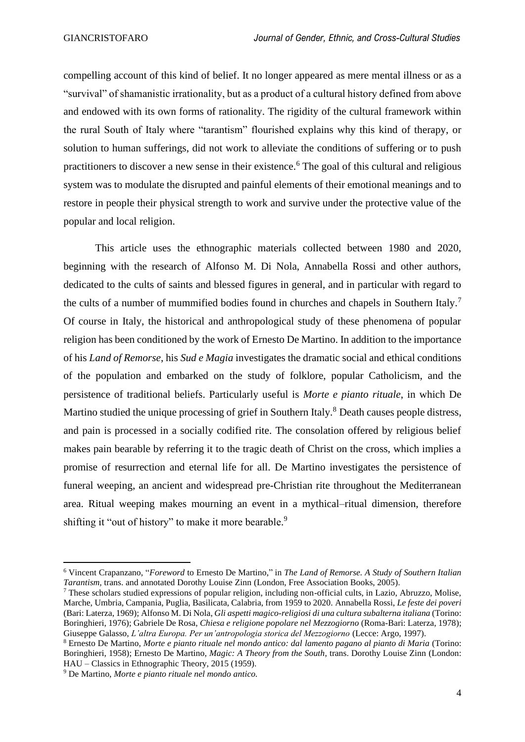compelling account of this kind of belief. It no longer appeared as mere mental illness or as a "survival" of shamanistic irrationality, but as a product of a cultural history defined from above and endowed with its own forms of rationality. The rigidity of the cultural framework within the rural South of Italy where "tarantism" flourished explains why this kind of therapy, or solution to human sufferings, did not work to alleviate the conditions of suffering or to push practitioners to discover a new sense in their existence.[6] The goal of this cultural and religious system was to modulate the disrupted and painful elements of their emotional meanings and to restore in people their physical strength to work and survive under the protective value of the popular and local religion.

This article uses the ethnographic materials collected between 1980 and 2020, beginning with the research of Alfonso M. Di Nola, Annabella Rossi and other authors, dedicated to the cults of saints and blessed figures in general, and in particular with regard to the cults of a number of mummified bodies found in churches and chapels in Southern Italy.[7] Of course in Italy, the historical and anthropological study of these phenomena of popular religion has been conditioned by the work of Ernesto De Martino. In addition to the importance of his *Land of Remorse*, his *Sud e Magia* investigates the dramatic social and ethical conditions of the population and embarked on the study of folklore, popular Catholicism, and the persistence of traditional beliefs. Particularly useful is *Morte e pianto rituale*, in which De Martino studied the unique processing of grief in Southern Italy.[8] Death causes people distress, and pain is processed in a socially codified rite. The consolation offered by religious belief makes pain bearable by referring it to the tragic death of Christ on the cross, which implies a promise of resurrection and eternal life for all. De Martino investigates the persistence of funeral weeping, an ancient and widespread pre-Christian rite throughout the Mediterranean area. Ritual weeping makes mourning an event in a mythical–ritual dimension, therefore shifting it "out of history" to make it more bearable.[9]

---

[6] Vincent Crapanzano, "*Foreword* to Ernesto De Martino," in *The Land of Remorse. A Study of Southern Italian Tarantism*, trans. and annotated Dorothy Louise Zinn (London, Free Association Books, 2005).

[7] These scholars studied expressions of popular religion, including non-official cults, in Lazio, Abruzzo, Molise, Marche, Umbria, Campania, Puglia, Basilicata, Calabria, from 1959 to 2020. Annabella Rossi, *Le feste dei poveri* (Bari: Laterza, 1969); Alfonso M. Di Nola, *Gli aspetti magico-religiosi di una cultura subalterna italiana* (Torino: Boringhieri, 1976); Gabriele De Rosa, *Chiesa e religione popolare nel Mezzogiorno* (Roma-Bari: Laterza, 1978); Giuseppe Galasso, *L'altra Europa. Per un'antropologia storica del Mezzogiorno* (Lecce: Argo, 1997).

[8] Ernesto De Martino, *Morte e pianto rituale nel mondo antico: dal lamento pagano al pianto di Maria* (Torino: Boringhieri, 1958); Ernesto De Martino, *Magic: A Theory from the South*, trans. Dorothy Louise Zinn (London: HAU – Classics in Ethnographic Theory, 2015 (1959).

[9] De Martino, *Morte e pianto rituale nel mondo antico.*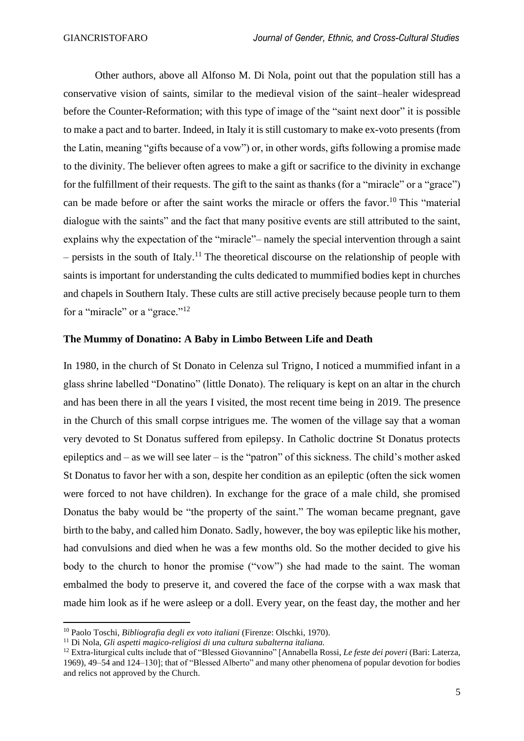Other authors, above all Alfonso M. Di Nola, point out that the population still has a conservative vision of saints, similar to the medieval vision of the saint–healer widespread before the Counter-Reformation; with this type of image of the "saint next door" it is possible to make a pact and to barter. Indeed, in Italy it is still customary to make ex-voto presents (from the Latin, meaning "gifts because of a vow") or, in other words, gifts following a promise made to the divinity. The believer often agrees to make a gift or sacrifice to the divinity in exchange for the fulfillment of their requests. The gift to the saint as thanks (for a "miracle" or a "grace") can be made before or after the saint works the miracle or offers the favor.[10] This "material dialogue with the saints" and the fact that many positive events are still attributed to the saint, explains why the expectation of the "miracle"– namely the special intervention through a saint – persists in the south of Italy.[11] The theoretical discourse on the relationship of people with saints is important for understanding the cults dedicated to mummified bodies kept in churches and chapels in Southern Italy. These cults are still active precisely because people turn to them for a "miracle" or a "grace."[12]

**The Mummy of Donatino: A Baby in Limbo Between Life and Death**

In 1980, in the church of St Donato in Celenza sul Trigno, I noticed a mummified infant in a glass shrine labelled "Donatino" (little Donato). The reliquary is kept on an altar in the church and has been there in all the years I visited, the most recent time being in 2019. The presence in the Church of this small corpse intrigues me. The women of the village say that a woman very devoted to St Donatus suffered from epilepsy. In Catholic doctrine St Donatus protects epileptics and – as we will see later – is the "patron" of this sickness. The child's mother asked St Donatus to favor her with a son, despite her condition as an epileptic (often the sick women were forced to not have children). In exchange for the grace of a male child, she promised Donatus the baby would be "the property of the saint." The woman became pregnant, gave birth to the baby, and called him Donato. Sadly, however, the boy was epileptic like his mother, had convulsions and died when he was a few months old. So the mother decided to give his body to the church to honor the promise ("vow") she had made to the saint. The woman embalmed the body to preserve it, and covered the face of the corpse with a wax mask that made him look as if he were asleep or a doll. Every year, on the feast day, the mother and her

[10] Paolo Toschi, *Bibliografia degli ex voto italiani* (Firenze: Olschki, 1970).

[11] Di Nola, *Gli aspetti magico-religiosi di una cultura subalterna italiana.*

[12] Extra-liturgical cults include that of "Blessed Giovannino" [Annabella Rossi, *Le feste dei poveri* (Bari: Laterza, 1969), 49–54 and 124–130]; that of "Blessed Alberto" and many other phenomena of popular devotion for bodies and relics not approved by the Church.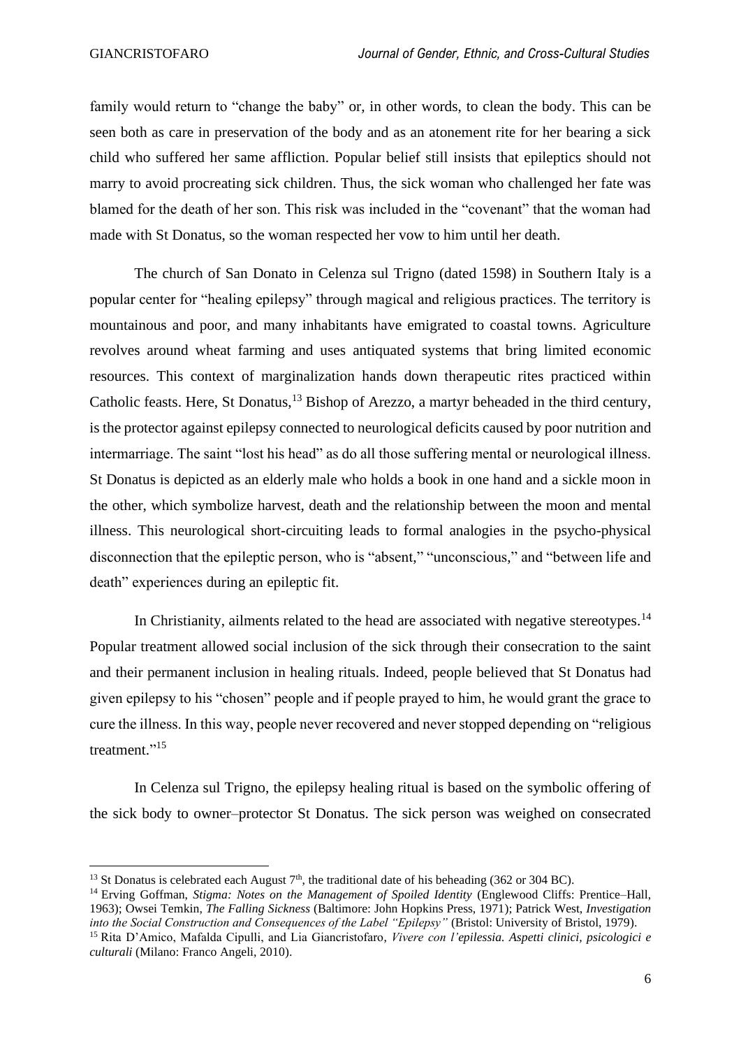family would return to "change the baby" or, in other words, to clean the body. This can be seen both as care in preservation of the body and as an atonement rite for her bearing a sick child who suffered her same affliction. Popular belief still insists that epileptics should not marry to avoid procreating sick children. Thus, the sick woman who challenged her fate was blamed for the death of her son. This risk was included in the "covenant" that the woman had made with St Donatus, so the woman respected her vow to him until her death.

The church of San Donato in Celenza sul Trigno (dated 1598) in Southern Italy is a popular center for "healing epilepsy" through magical and religious practices. The territory is mountainous and poor, and many inhabitants have emigrated to coastal towns. Agriculture revolves around wheat farming and uses antiquated systems that bring limited economic resources. This context of marginalization hands down therapeutic rites practiced within Catholic feasts. Here, St Donatus,[13] Bishop of Arezzo, a martyr beheaded in the third century, is the protector against epilepsy connected to neurological deficits caused by poor nutrition and intermarriage. The saint "lost his head" as do all those suffering mental or neurological illness. St Donatus is depicted as an elderly male who holds a book in one hand and a sickle moon in the other, which symbolize harvest, death and the relationship between the moon and mental illness. This neurological short-circuiting leads to formal analogies in the psycho-physical disconnection that the epileptic person, who is "absent," "unconscious," and "between life and death" experiences during an epileptic fit.

In Christianity, ailments related to the head are associated with negative stereotypes.[14] Popular treatment allowed social inclusion of the sick through their consecration to the saint and their permanent inclusion in healing rituals. Indeed, people believed that St Donatus had given epilepsy to his "chosen" people and if people prayed to him, he would grant the grace to cure the illness. In this way, people never recovered and never stopped depending on "religious treatment."[15]

In Celenza sul Trigno, the epilepsy healing ritual is based on the symbolic offering of the sick body to owner–protector St Donatus. The sick person was weighed on consecrated

---

[13] St Donatus is celebrated each August 7th, the traditional date of his beheading (362 or 304 BC).

[14] Erving Goffman, *Stigma: Notes on the Management of Spoiled Identity* (Englewood Cliffs: Prentice–Hall, 1963); Owsei Temkin, *The Falling Sickness* (Baltimore: John Hopkins Press, 1971); Patrick West, *Investigation into the Social Construction and Consequences of the Label "Epilepsy"* (Bristol: University of Bristol, 1979).

[15] Rita D'Amico, Mafalda Cipulli, and Lia Giancristofaro, *Vivere con l'epilessia. Aspetti clinici, psicologici e culturali* (Milano: Franco Angeli, 2010).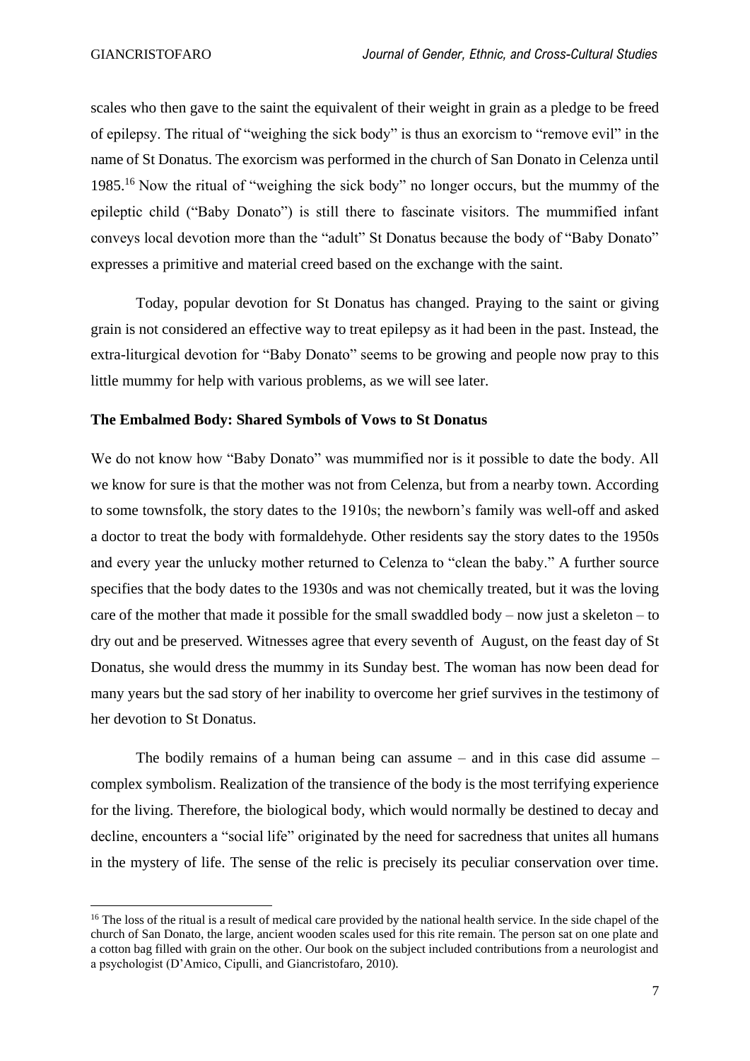scales who then gave to the saint the equivalent of their weight in grain as a pledge to be freed of epilepsy. The ritual of "weighing the sick body" is thus an exorcism to "remove evil" in the name of St Donatus. The exorcism was performed in the church of San Donato in Celenza until 1985.[16] Now the ritual of "weighing the sick body" no longer occurs, but the mummy of the epileptic child ("Baby Donato") is still there to fascinate visitors. The mummified infant conveys local devotion more than the "adult" St Donatus because the body of "Baby Donato" expresses a primitive and material creed based on the exchange with the saint.

Today, popular devotion for St Donatus has changed. Praying to the saint or giving grain is not considered an effective way to treat epilepsy as it had been in the past. Instead, the extra-liturgical devotion for "Baby Donato" seems to be growing and people now pray to this little mummy for help with various problems, as we will see later.

**The Embalmed Body: Shared Symbols of Vows to St Donatus**

We do not know how "Baby Donato" was mummified nor is it possible to date the body. All we know for sure is that the mother was not from Celenza, but from a nearby town. According to some townsfolk, the story dates to the 1910s; the newborn's family was well-off and asked a doctor to treat the body with formaldehyde. Other residents say the story dates to the 1950s and every year the unlucky mother returned to Celenza to "clean the baby." A further source specifies that the body dates to the 1930s and was not chemically treated, but it was the loving care of the mother that made it possible for the small swaddled body – now just a skeleton – to dry out and be preserved. Witnesses agree that every seventh of August, on the feast day of St Donatus, she would dress the mummy in its Sunday best. The woman has now been dead for many years but the sad story of her inability to overcome her grief survives in the testimony of her devotion to St Donatus.

The bodily remains of a human being can assume – and in this case did assume – complex symbolism. Realization of the transience of the body is the most terrifying experience for the living. Therefore, the biological body, which would normally be destined to decay and decline, encounters a "social life" originated by the need for sacredness that unites all humans in the mystery of life. The sense of the relic is precisely its peculiar conservation over time.

[16] The loss of the ritual is a result of medical care provided by the national health service. In the side chapel of the church of San Donato, the large, ancient wooden scales used for this rite remain. The person sat on one plate and a cotton bag filled with grain on the other. Our book on the subject included contributions from a neurologist and a psychologist (D'Amico, Cipulli, and Giancristofaro, 2010).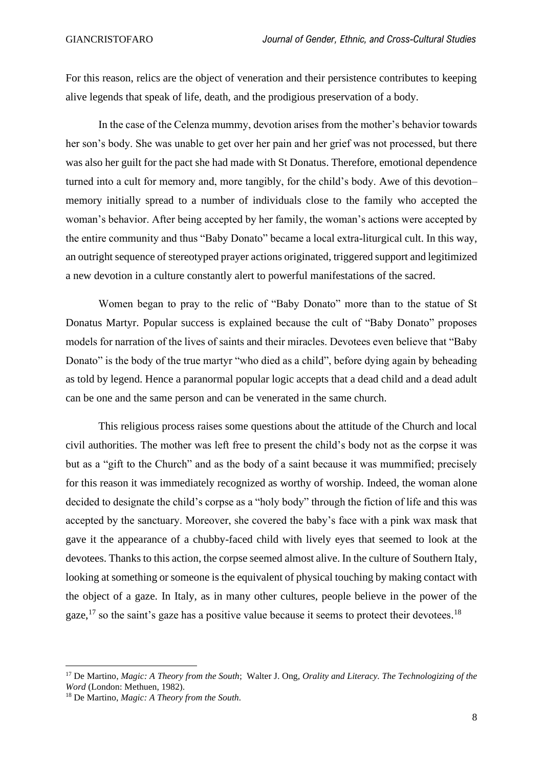For this reason, relics are the object of veneration and their persistence contributes to keeping alive legends that speak of life, death, and the prodigious preservation of a body.

In the case of the Celenza mummy, devotion arises from the mother's behavior towards her son's body. She was unable to get over her pain and her grief was not processed, but there was also her guilt for the pact she had made with St Donatus. Therefore, emotional dependence turned into a cult for memory and, more tangibly, for the child's body. Awe of this devotion–memory initially spread to a number of individuals close to the family who accepted the woman's behavior. After being accepted by her family, the woman's actions were accepted by the entire community and thus "Baby Donato" became a local extra-liturgical cult. In this way, an outright sequence of stereotyped prayer actions originated, triggered support and legitimized a new devotion in a culture constantly alert to powerful manifestations of the sacred.

Women began to pray to the relic of "Baby Donato" more than to the statue of St Donatus Martyr. Popular success is explained because the cult of "Baby Donato" proposes models for narration of the lives of saints and their miracles. Devotees even believe that "Baby Donato" is the body of the true martyr "who died as a child", before dying again by beheading as told by legend. Hence a paranormal popular logic accepts that a dead child and a dead adult can be one and the same person and can be venerated in the same church.

This religious process raises some questions about the attitude of the Church and local civil authorities. The mother was left free to present the child's body not as the corpse it was but as a "gift to the Church" and as the body of a saint because it was mummified; precisely for this reason it was immediately recognized as worthy of worship. Indeed, the woman alone decided to designate the child's corpse as a "holy body" through the fiction of life and this was accepted by the sanctuary. Moreover, she covered the baby's face with a pink wax mask that gave it the appearance of a chubby-faced child with lively eyes that seemed to look at the devotees. Thanks to this action, the corpse seemed almost alive. In the culture of Southern Italy, looking at something or someone is the equivalent of physical touching by making contact with the object of a gaze. In Italy, as in many other cultures, people believe in the power of the gaze,[17] so the saint's gaze has a positive value because it seems to protect their devotees.[18]

---

[17] De Martino, *Magic: A Theory from the South*; Walter J. Ong, *Orality and Literacy. The Technologizing of the Word* (London: Methuen, 1982).

[18] De Martino, *Magic: A Theory from the South.*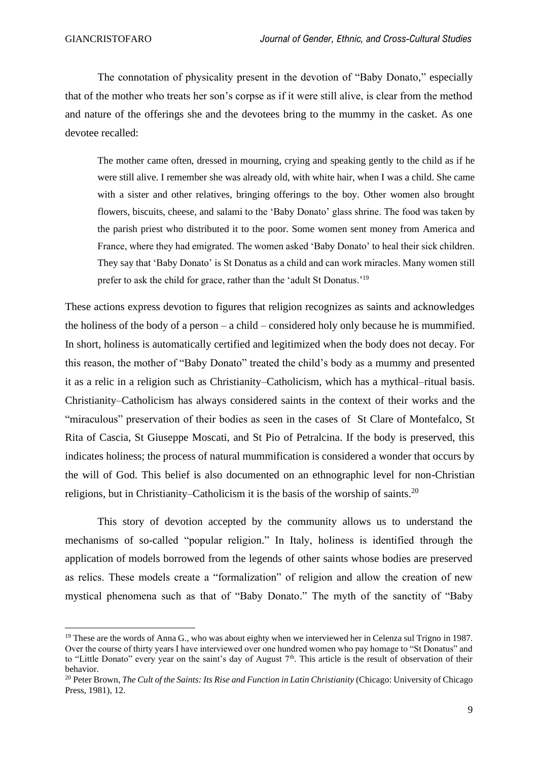The connotation of physicality present in the devotion of "Baby Donato," especially that of the mother who treats her son's corpse as if it were still alive, is clear from the method and nature of the offerings she and the devotees bring to the mummy in the casket. As one devotee recalled:

> The mother came often, dressed in mourning, crying and speaking gently to the child as if he were still alive. I remember she was already old, with white hair, when I was a child. She came with a sister and other relatives, bringing offerings to the boy. Other women also brought flowers, biscuits, cheese, and salami to the 'Baby Donato' glass shrine. The food was taken by the parish priest who distributed it to the poor. Some women sent money from America and France, where they had emigrated. The women asked 'Baby Donato' to heal their sick children. They say that 'Baby Donato' is St Donatus as a child and can work miracles. Many women still prefer to ask the child for grace, rather than the 'adult St Donatus.'[19]

These actions express devotion to figures that religion recognizes as saints and acknowledges the holiness of the body of a person – a child – considered holy only because he is mummified. In short, holiness is automatically certified and legitimized when the body does not decay. For this reason, the mother of "Baby Donato" treated the child's body as a mummy and presented it as a relic in a religion such as Christianity–Catholicism, which has a mythical–ritual basis. Christianity–Catholicism has always considered saints in the context of their works and the "miraculous" preservation of their bodies as seen in the cases of St Clare of Montefalco, St Rita of Cascia, St Giuseppe Moscati, and St Pio of Petralcina. If the body is preserved, this indicates holiness; the process of natural mummification is considered a wonder that occurs by the will of God. This belief is also documented on an ethnographic level for non-Christian religions, but in Christianity–Catholicism it is the basis of the worship of saints.[20]

This story of devotion accepted by the community allows us to understand the mechanisms of so-called "popular religion." In Italy, holiness is identified through the application of models borrowed from the legends of other saints whose bodies are preserved as relics. These models create a "formalization" of religion and allow the creation of new mystical phenomena such as that of "Baby Donato." The myth of the sanctity of "Baby

---

[19] These are the words of Anna G., who was about eighty when we interviewed her in Celenza sul Trigno in 1987. Over the course of thirty years I have interviewed over one hundred women who pay homage to "St Donatus" and to "Little Donato" every year on the saint's day of August 7th. This article is the result of observation of their behavior.

[20] Peter Brown, *The Cult of the Saints: Its Rise and Function in Latin Christianity* (Chicago: University of Chicago Press, 1981), 12.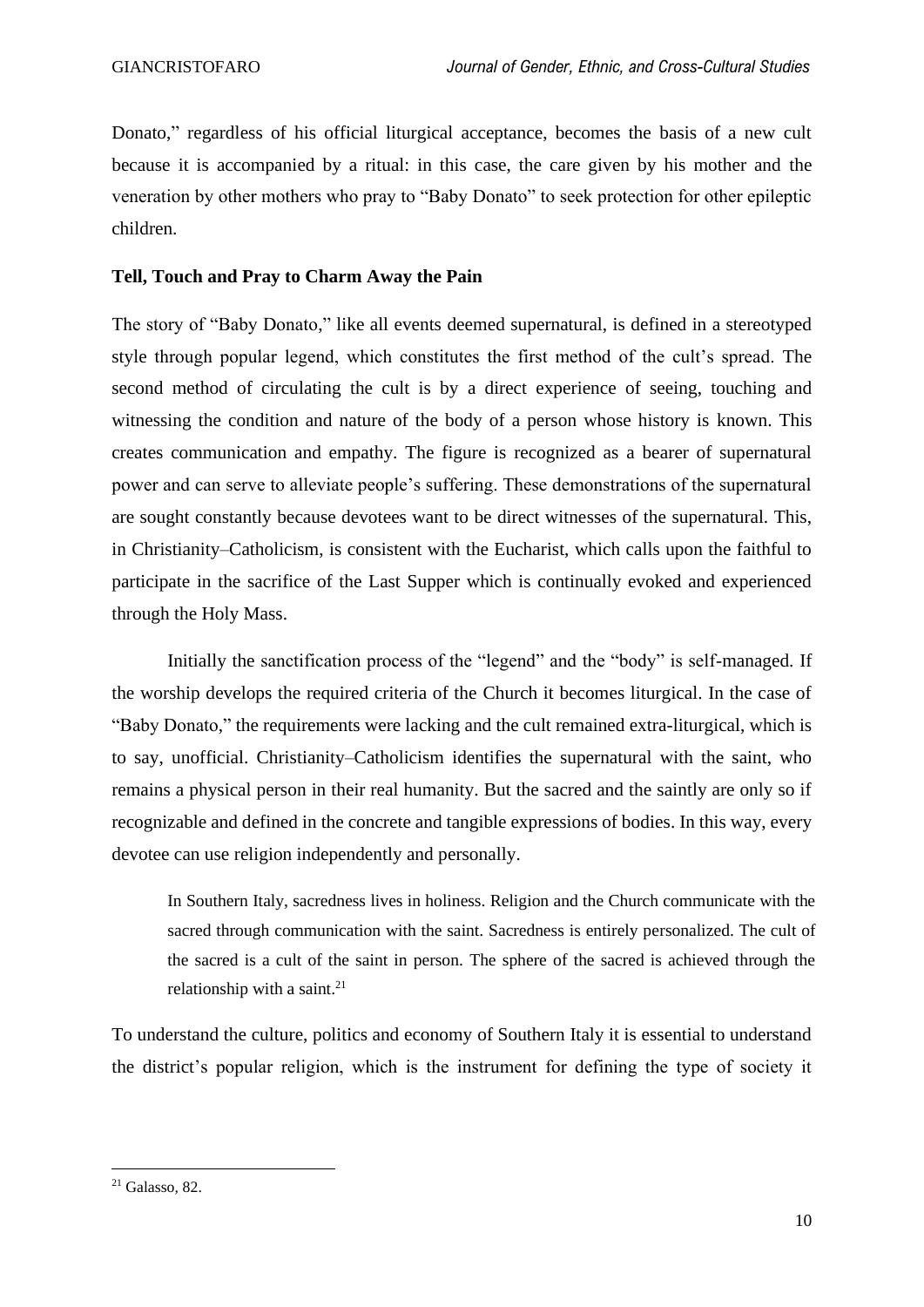Donato," regardless of his official liturgical acceptance, becomes the basis of a new cult because it is accompanied by a ritual: in this case, the care given by his mother and the veneration by other mothers who pray to "Baby Donato" to seek protection for other epileptic children.

### Tell, Touch and Pray to Charm Away the Pain

The story of "Baby Donato," like all events deemed supernatural, is defined in a stereotyped style through popular legend, which constitutes the first method of the cult's spread. The second method of circulating the cult is by a direct experience of seeing, touching and witnessing the condition and nature of the body of a person whose history is known. This creates communication and empathy. The figure is recognized as a bearer of supernatural power and can serve to alleviate people's suffering. These demonstrations of the supernatural are sought constantly because devotees want to be direct witnesses of the supernatural. This, in Christianity–Catholicism, is consistent with the Eucharist, which calls upon the faithful to participate in the sacrifice of the Last Supper which is continually evoked and experienced through the Holy Mass.

Initially the sanctification process of the "legend" and the "body" is self-managed. If the worship develops the required criteria of the Church it becomes liturgical. In the case of "Baby Donato," the requirements were lacking and the cult remained extra-liturgical, which is to say, unofficial. Christianity–Catholicism identifies the supernatural with the saint, who remains a physical person in their real humanity. But the sacred and the saintly are only so if recognizable and defined in the concrete and tangible expressions of bodies. In this way, every devotee can use religion independently and personally.

> In Southern Italy, sacredness lives in holiness. Religion and the Church communicate with the sacred through communication with the saint. Sacredness is entirely personalized. The cult of the sacred is a cult of the saint in person. The sphere of the sacred is achieved through the relationship with a saint.[21]

To understand the culture, politics and economy of Southern Italy it is essential to understand the district's popular religion, which is the instrument for defining the type of society it

[21] Galasso, 82.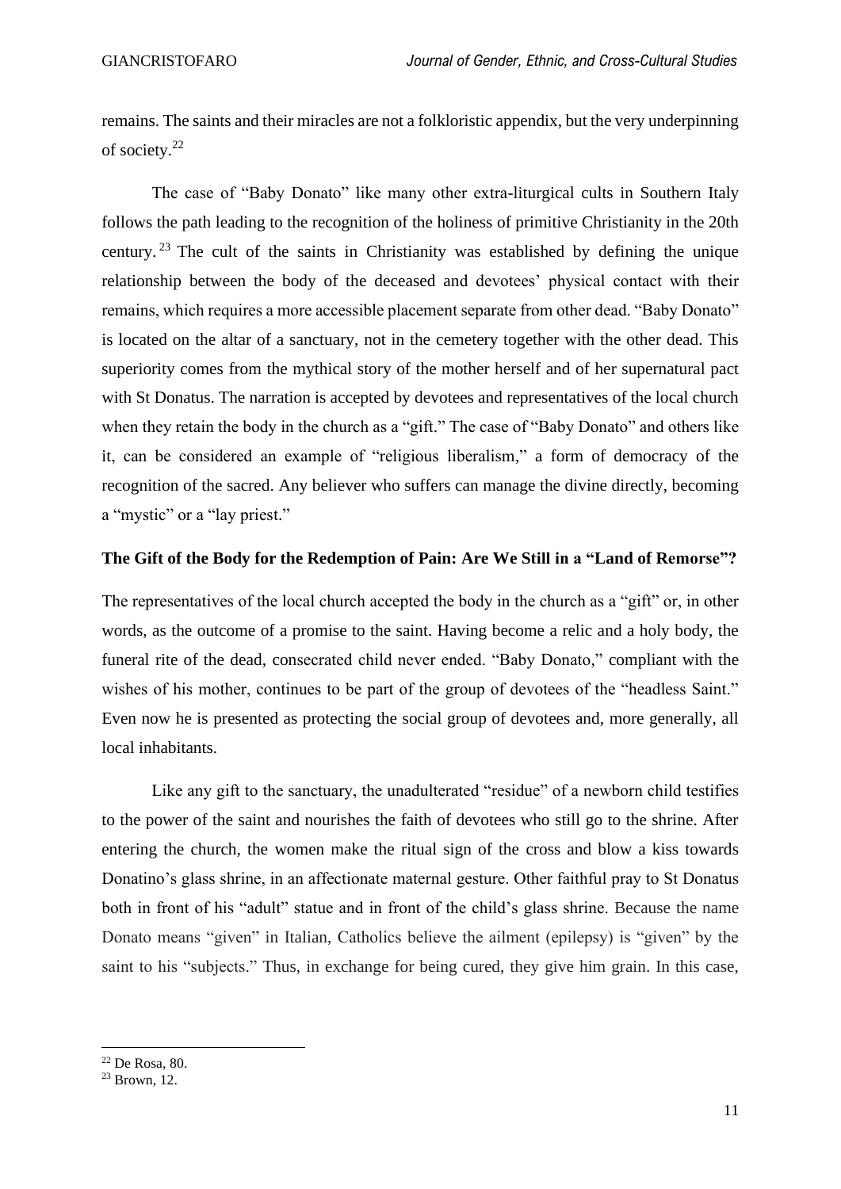remains. The saints and their miracles are not a folkloristic appendix, but the very underpinning of society.[22]

The case of "Baby Donato" like many other extra-liturgical cults in Southern Italy follows the path leading to the recognition of the holiness of primitive Christianity in the 20th century.[23] The cult of the saints in Christianity was established by defining the unique relationship between the body of the deceased and devotees' physical contact with their remains, which requires a more accessible placement separate from other dead. "Baby Donato" is located on the altar of a sanctuary, not in the cemetery together with the other dead. This superiority comes from the mythical story of the mother herself and of her supernatural pact with St Donatus. The narration is accepted by devotees and representatives of the local church when they retain the body in the church as a "gift." The case of "Baby Donato" and others like it, can be considered an example of "religious liberalism," a form of democracy of the recognition of the sacred. Any believer who suffers can manage the divine directly, becoming a "mystic" or a "lay priest."

**The Gift of the Body for the Redemption of Pain: Are We Still in a "Land of Remorse"?**

The representatives of the local church accepted the body in the church as a "gift" or, in other words, as the outcome of a promise to the saint. Having become a relic and a holy body, the funeral rite of the dead, consecrated child never ended. "Baby Donato," compliant with the wishes of his mother, continues to be part of the group of devotees of the "headless Saint." Even now he is presented as protecting the social group of devotees and, more generally, all local inhabitants.

Like any gift to the sanctuary, the unadulterated "residue" of a newborn child testifies to the power of the saint and nourishes the faith of devotees who still go to the shrine. After entering the church, the women make the ritual sign of the cross and blow a kiss towards Donatino's glass shrine, in an affectionate maternal gesture. Other faithful pray to St Donatus both in front of his "adult" statue and in front of the child's glass shrine. Because the name Donato means "given" in Italian, Catholics believe the ailment (epilepsy) is "given" by the saint to his "subjects." Thus, in exchange for being cured, they give him grain. In this case,

[22] De Rosa, 80.

[23] Brown, 12.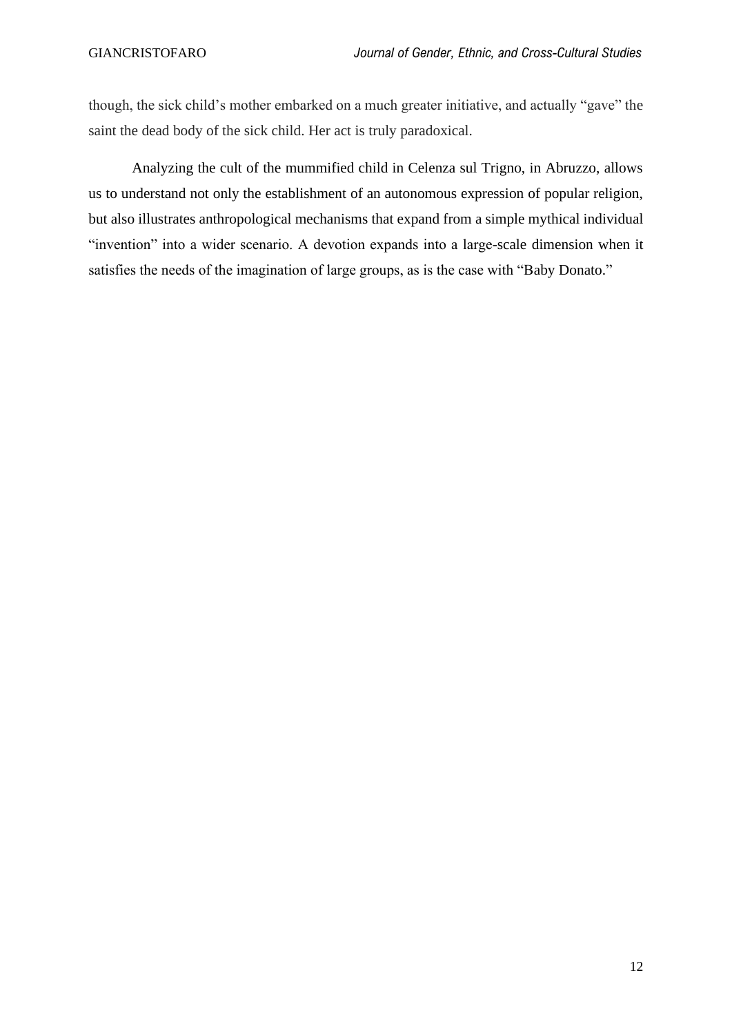though, the sick child's mother embarked on a much greater initiative, and actually "gave" the saint the dead body of the sick child. Her act is truly paradoxical.

Analyzing the cult of the mummified child in Celenza sul Trigno, in Abruzzo, allows us to understand not only the establishment of an autonomous expression of popular religion, but also illustrates anthropological mechanisms that expand from a simple mythical individual "invention" into a wider scenario. A devotion expands into a large-scale dimension when it satisfies the needs of the imagination of large groups, as is the case with "Baby Donato."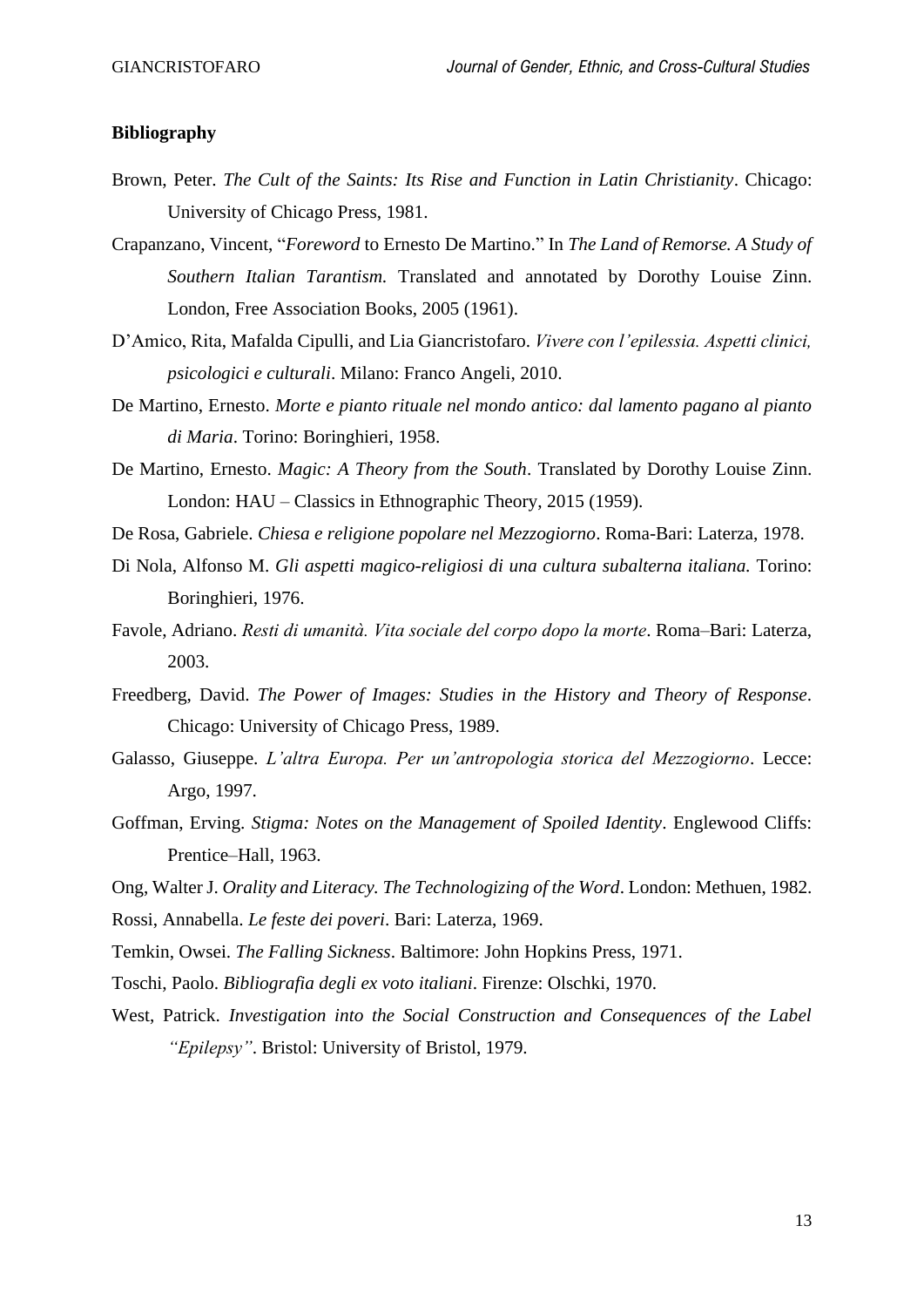**Bibliography**

Brown, Peter. *The Cult of the Saints: Its Rise and Function in Latin Christianity*. Chicago: University of Chicago Press, 1981.

Crapanzano, Vincent, "*Foreword* to Ernesto De Martino." In *The Land of Remorse. A Study of Southern Italian Tarantism.* Translated and annotated by Dorothy Louise Zinn. London, Free Association Books, 2005 (1961).

D'Amico, Rita, Mafalda Cipulli, and Lia Giancristofaro. *Vivere con l'epilessia. Aspetti clinici, psicologici e culturali*. Milano: Franco Angeli, 2010.

De Martino, Ernesto. *Morte e pianto rituale nel mondo antico: dal lamento pagano al pianto di Maria*. Torino: Boringhieri, 1958.

De Martino, Ernesto. *Magic: A Theory from the South*. Translated by Dorothy Louise Zinn. London: HAU – Classics in Ethnographic Theory, 2015 (1959).

De Rosa, Gabriele. *Chiesa e religione popolare nel Mezzogiorno*. Roma-Bari: Laterza, 1978.

Di Nola, Alfonso M. *Gli aspetti magico-religiosi di una cultura subalterna italiana.* Torino: Boringhieri, 1976.

Favole, Adriano. *Resti di umanità. Vita sociale del corpo dopo la morte*. Roma–Bari: Laterza, 2003.

Freedberg, David. *The Power of Images: Studies in the History and Theory of Response*. Chicago: University of Chicago Press, 1989.

Galasso, Giuseppe. *L'altra Europa. Per un'antropologia storica del Mezzogiorno*. Lecce: Argo, 1997.

Goffman, Erving. *Stigma: Notes on the Management of Spoiled Identity*. Englewood Cliffs: Prentice–Hall, 1963.

Ong, Walter J. *Orality and Literacy. The Technologizing of the Word*. London: Methuen, 1982.

Rossi, Annabella. *Le feste dei poveri*. Bari: Laterza, 1969.

Temkin, Owsei. *The Falling Sickness*. Baltimore: John Hopkins Press, 1971.

Toschi, Paolo. *Bibliografia degli ex voto italiani*. Firenze: Olschki, 1970.

West, Patrick. *Investigation into the Social Construction and Consequences of the Label "Epilepsy"*. Bristol: University of Bristol, 1979.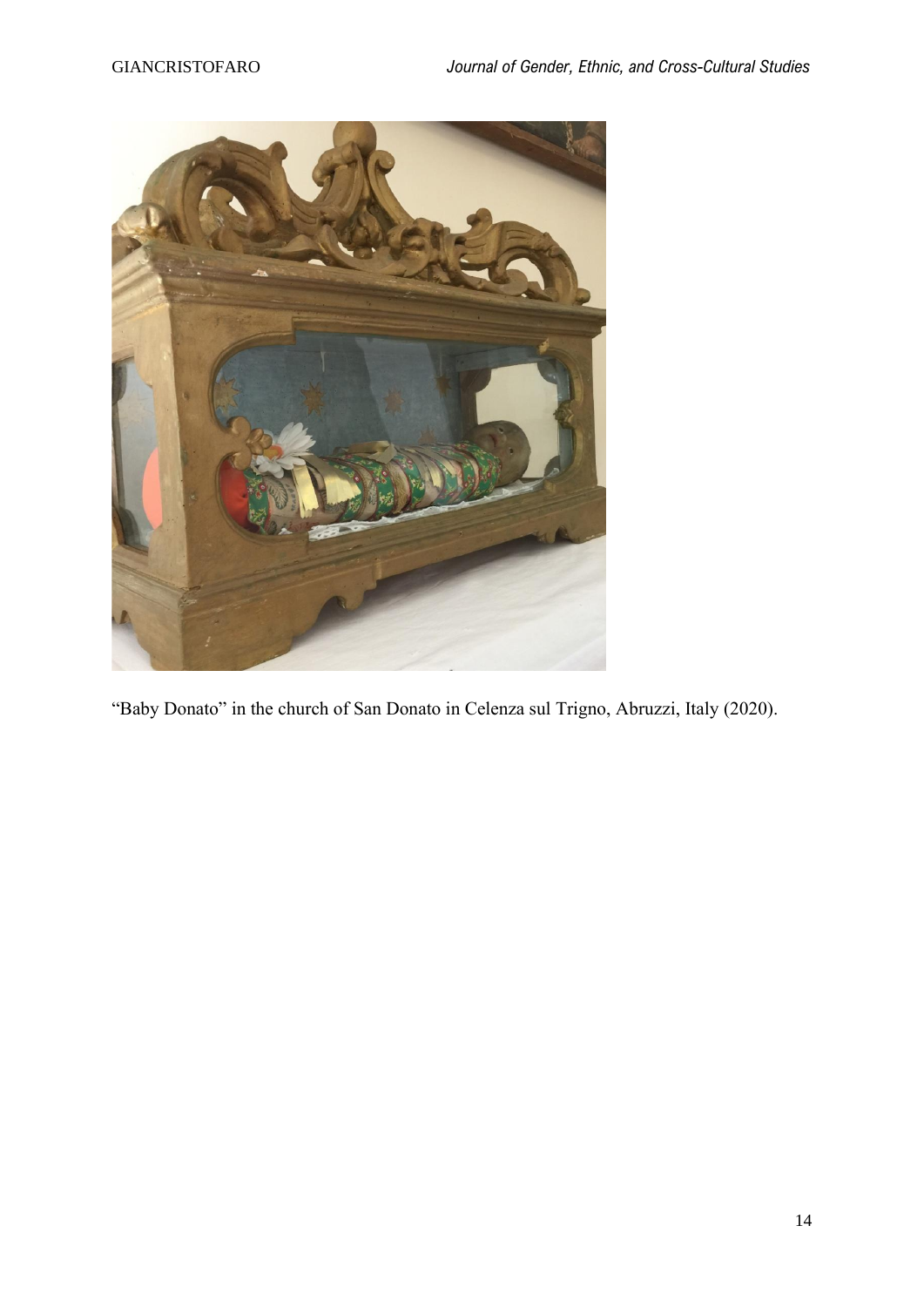“Baby Donato” in the church of San Donato in Celenza sul Trigno, Abruzzi, Italy (2020).